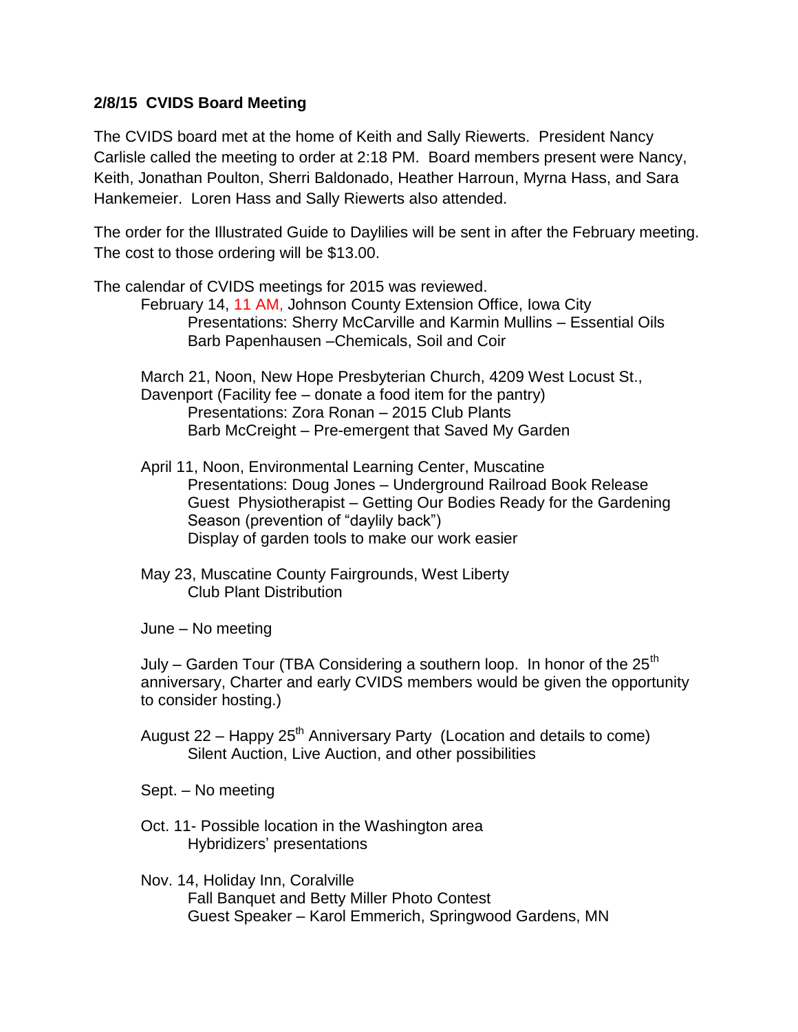**2/8/15 CVIDS Board Meeting**

The CVIDS board met at the home of Keith and Sally Riewerts. President Nancy Carlisle called the meeting to order at 2:18 PM. Board members present were Nancy, Keith, Jonathan Poulton, Sherri Baldonado, Heather Harroun, Myrna Hass, and Sara Hankemeier. Loren Hass and Sally Riewerts also attended.

The order for the Illustrated Guide to Daylilies will be sent in after the February meeting. The cost to those ordering will be $13.00.

The calendar of CVIDS meetings for 2015 was reviewed.

February 14, 11 AM, Johnson County Extension Office, Iowa City
- Presentations: Sherry McCarville and Karmin Mullins – Essential Oils
- Barb Papenhausen –Chemicals, Soil and Coir

March 21, Noon, New Hope Presbyterian Church, 4209 West Locust St., Davenport (Facility fee – donate a food item for the pantry)
- Presentations: Zora Ronan – 2015 Club Plants
- Barb McCreight – Pre-emergent that Saved My Garden

April 11, Noon, Environmental Learning Center, Muscatine
- Presentations: Doug Jones – Underground Railroad Book Release
- Guest Physiotherapist – Getting Our Bodies Ready for the Gardening Season (prevention of "daylily back")
- Display of garden tools to make our work easier

May 23, Muscatine County Fairgrounds, West Liberty
- Club Plant Distribution

June – No meeting

July – Garden Tour (TBA Considering a southern loop. In honor of the 25th anniversary, Charter and early CVIDS members would be given the opportunity to consider hosting.)

August 22 – Happy 25th Anniversary Party (Location and details to come)
- Silent Auction, Live Auction, and other possibilities

Sept. – No meeting

Oct. 11- Possible location in the Washington area
- Hybridizers' presentations

Nov. 14, Holiday Inn, Coralville
- Fall Banquet and Betty Miller Photo Contest
- Guest Speaker – Karol Emmerich, Springwood Gardens, MN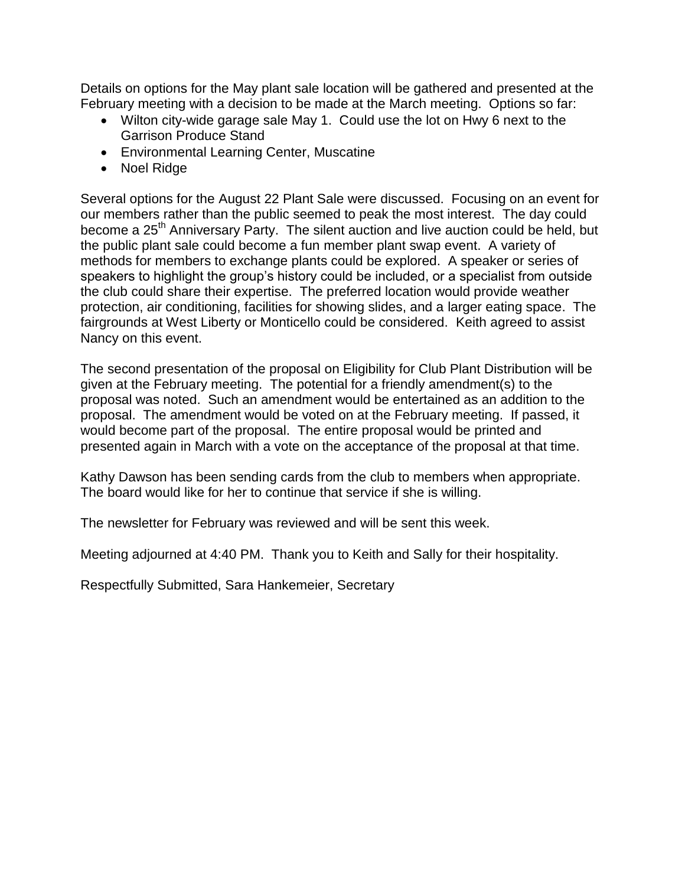Details on options for the May plant sale location will be gathered and presented at the February meeting with a decision to be made at the March meeting. Options so far:

- Wilton city-wide garage sale May 1. Could use the lot on Hwy 6 next to the Garrison Produce Stand
- Environmental Learning Center, Muscatine
- Noel Ridge

Several options for the August 22 Plant Sale were discussed. Focusing on an event for our members rather than the public seemed to peak the most interest. The day could become a 25th Anniversary Party. The silent auction and live auction could be held, but the public plant sale could become a fun member plant swap event. A variety of methods for members to exchange plants could be explored. A speaker or series of speakers to highlight the group's history could be included, or a specialist from outside the club could share their expertise. The preferred location would provide weather protection, air conditioning, facilities for showing slides, and a larger eating space. The fairgrounds at West Liberty or Monticello could be considered. Keith agreed to assist Nancy on this event.

The second presentation of the proposal on Eligibility for Club Plant Distribution will be given at the February meeting. The potential for a friendly amendment(s) to the proposal was noted. Such an amendment would be entertained as an addition to the proposal. The amendment would be voted on at the February meeting. If passed, it would become part of the proposal. The entire proposal would be printed and presented again in March with a vote on the acceptance of the proposal at that time.

Kathy Dawson has been sending cards from the club to members when appropriate. The board would like for her to continue that service if she is willing.

The newsletter for February was reviewed and will be sent this week.

Meeting adjourned at 4:40 PM. Thank you to Keith and Sally for their hospitality.

Respectfully Submitted, Sara Hankemeier, Secretary